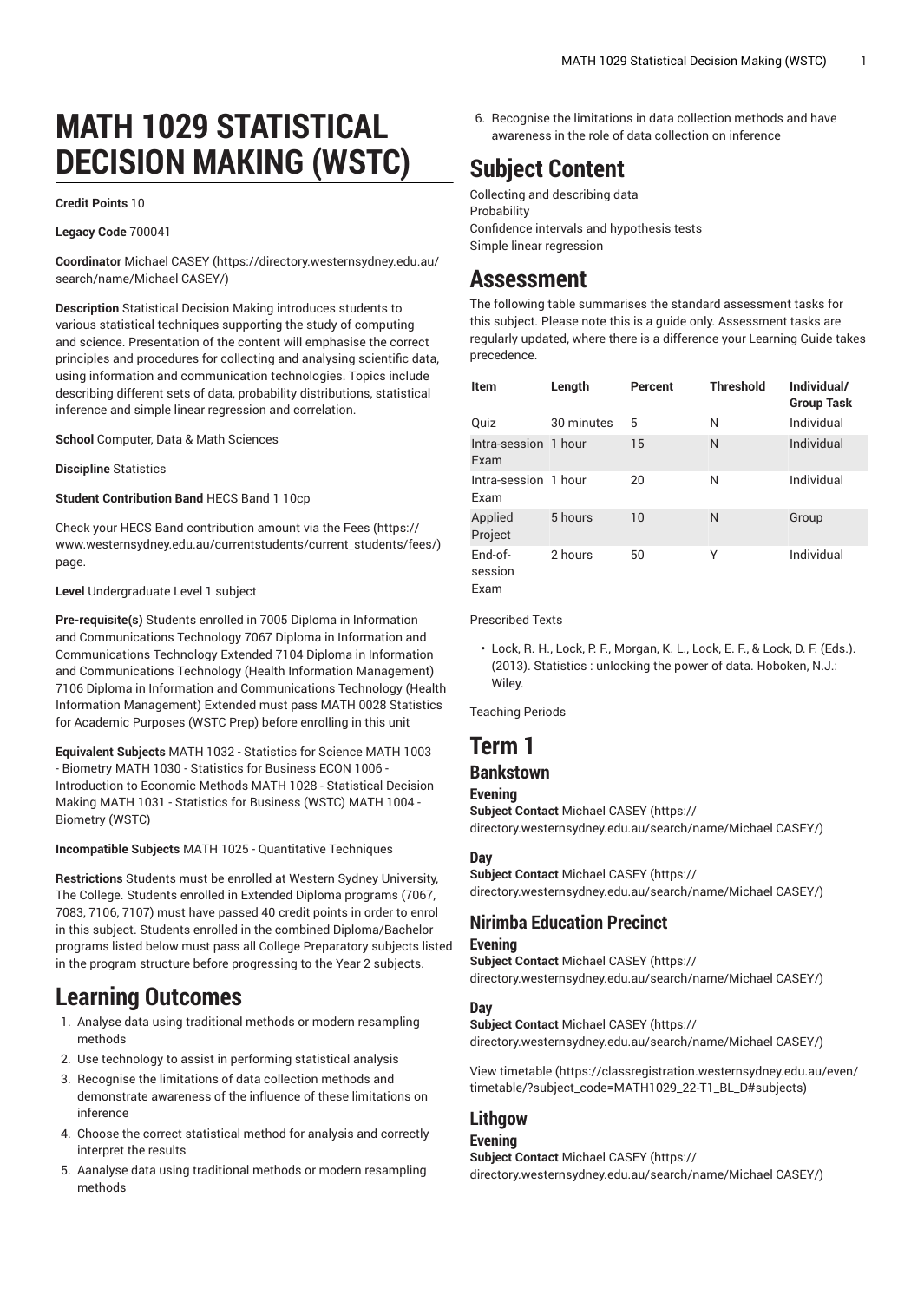# MATH 1029 STATISTICAL DECISION MAKING (WSTC)

**Credit Points** 10

**Legacy Code** 700041

**Coordinator** Michael CASEY (https://directory.westernsydney.edu.au/search/name/Michael CASEY/)

**Description** Statistical Decision Making introduces students to various statistical techniques supporting the study of computing and science. Presentation of the content will emphasise the correct principles and procedures for collecting and analysing scientific data, using information and communication technologies. Topics include describing different sets of data, probability distributions, statistical inference and simple linear regression and correlation.

**School** Computer, Data & Math Sciences

**Discipline** Statistics

**Student Contribution Band** HECS Band 1 10cp

Check your HECS Band contribution amount via the Fees (https://www.westernsydney.edu.au/currentstudents/current_students/fees/) page.

**Level** Undergraduate Level 1 subject

**Pre-requisite(s)** Students enrolled in 7005 Diploma in Information and Communications Technology 7067 Diploma in Information and Communications Technology Extended 7104 Diploma in Information and Communications Technology (Health Information Management) 7106 Diploma in Information and Communications Technology (Health Information Management) Extended must pass MATH 0028 Statistics for Academic Purposes (WSTC Prep) before enrolling in this unit

**Equivalent Subjects** MATH 1032 - Statistics for Science MATH 1003 - Biometry MATH 1030 - Statistics for Business ECON 1006 - Introduction to Economic Methods MATH 1028 - Statistical Decision Making MATH 1031 - Statistics for Business (WSTC) MATH 1004 - Biometry (WSTC)

**Incompatible Subjects** MATH 1025 - Quantitative Techniques

**Restrictions** Students must be enrolled at Western Sydney University, The College. Students enrolled in Extended Diploma programs (7067, 7083, 7106, 7107) must have passed 40 credit points in order to enrol in this subject. Students enrolled in the combined Diploma/Bachelor programs listed below must pass all College Preparatory subjects listed in the program structure before progressing to the Year 2 subjects.

# Learning Outcomes

1. Analyse data using traditional methods or modern resampling methods
2. Use technology to assist in performing statistical analysis
3. Recognise the limitations of data collection methods and demonstrate awareness of the influence of these limitations on inference
4. Choose the correct statistical method for analysis and correctly interpret the results
5. Aanalyse data using traditional methods or modern resampling methods
6. Recognise the limitations in data collection methods and have awareness in the role of data collection on inference

# Subject Content

Collecting and describing data
Probability
Confidence intervals and hypothesis tests
Simple linear regression

# Assessment

The following table summarises the standard assessment tasks for this subject. Please note this is a guide only. Assessment tasks are regularly updated, where there is a difference your Learning Guide takes precedence.

| Item | Length | Percent | Threshold | Individual/ Group Task |
|---|---|---|---|---|
| Quiz | 30 minutes | 5 | N | Individual |
| Intra-session Exam | 1 hour | 15 | N | Individual |
| Intra-session Exam | 1 hour | 20 | N | Individual |
| Applied Project | 5 hours | 10 | N | Group |
| End-of-session Exam | 2 hours | 50 | Y | Individual |

Prescribed Texts

- Lock, R. H., Lock, P. F., Morgan, K. L., Lock, E. F., & Lock, D. F. (Eds.). (2013). Statistics : unlocking the power of data. Hoboken, N.J.: Wiley.

Teaching Periods

# Term 1

## Bankstown

### Evening

**Subject Contact** Michael CASEY (https://directory.westernsydney.edu.au/search/name/Michael CASEY/)

### Day

**Subject Contact** Michael CASEY (https://directory.westernsydney.edu.au/search/name/Michael CASEY/)

## Nirimba Education Precinct

### Evening

**Subject Contact** Michael CASEY (https://directory.westernsydney.edu.au/search/name/Michael CASEY/)

### Day

**Subject Contact** Michael CASEY (https://directory.westernsydney.edu.au/search/name/Michael CASEY/)

View timetable (https://classregistration.westernsydney.edu.au/even/timetable/?subject_code=MATH1029_22-T1_BL_D#subjects)

## Lithgow

### Evening

**Subject Contact** Michael CASEY (https://directory.westernsydney.edu.au/search/name/Michael CASEY/)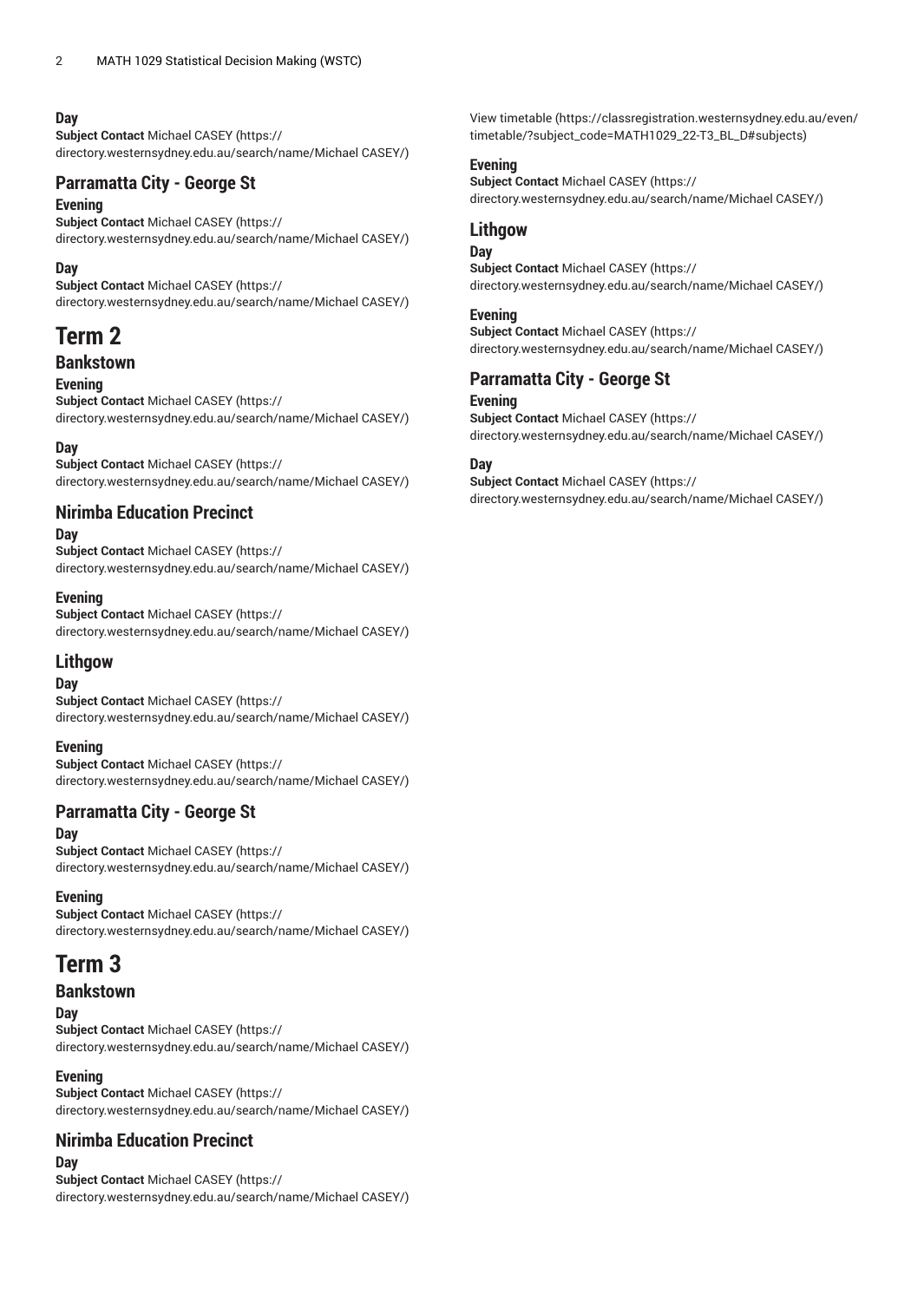#### Day

**Subject Contact** Michael CASEY (https://directory.westernsydney.edu.au/search/name/Michael CASEY/)

### Parramatta City - George St

#### Evening

**Subject Contact** Michael CASEY (https://directory.westernsydney.edu.au/search/name/Michael CASEY/)

#### Day

**Subject Contact** Michael CASEY (https://directory.westernsydney.edu.au/search/name/Michael CASEY/)

## Term 2

### Bankstown

#### Evening

**Subject Contact** Michael CASEY (https://directory.westernsydney.edu.au/search/name/Michael CASEY/)

#### Day

**Subject Contact** Michael CASEY (https://directory.westernsydney.edu.au/search/name/Michael CASEY/)

### Nirimba Education Precinct

#### Day

**Subject Contact** Michael CASEY (https://directory.westernsydney.edu.au/search/name/Michael CASEY/)

#### Evening

**Subject Contact** Michael CASEY (https://directory.westernsydney.edu.au/search/name/Michael CASEY/)

### Lithgow

#### Day

**Subject Contact** Michael CASEY (https://directory.westernsydney.edu.au/search/name/Michael CASEY/)

#### Evening

**Subject Contact** Michael CASEY (https://directory.westernsydney.edu.au/search/name/Michael CASEY/)

### Parramatta City - George St

#### Day

**Subject Contact** Michael CASEY (https://directory.westernsydney.edu.au/search/name/Michael CASEY/)

#### Evening

**Subject Contact** Michael CASEY (https://directory.westernsydney.edu.au/search/name/Michael CASEY/)

## Term 3

### Bankstown

#### Day

**Subject Contact** Michael CASEY (https://directory.westernsydney.edu.au/search/name/Michael CASEY/)

#### Evening

**Subject Contact** Michael CASEY (https://directory.westernsydney.edu.au/search/name/Michael CASEY/)

### Nirimba Education Precinct

#### Day

**Subject Contact** Michael CASEY (https://directory.westernsydney.edu.au/search/name/Michael CASEY/)

View timetable (https://classregistration.westernsydney.edu.au/even/timetable/?subject_code=MATH1029_22-T3_BL_D#subjects)

#### Evening

**Subject Contact** Michael CASEY (https://directory.westernsydney.edu.au/search/name/Michael CASEY/)

### Lithgow

#### Day

**Subject Contact** Michael CASEY (https://directory.westernsydney.edu.au/search/name/Michael CASEY/)

#### Evening

**Subject Contact** Michael CASEY (https://directory.westernsydney.edu.au/search/name/Michael CASEY/)

### Parramatta City - George St

#### Evening

**Subject Contact** Michael CASEY (https://directory.westernsydney.edu.au/search/name/Michael CASEY/)

#### Day

**Subject Contact** Michael CASEY (https://directory.westernsydney.edu.au/search/name/Michael CASEY/)